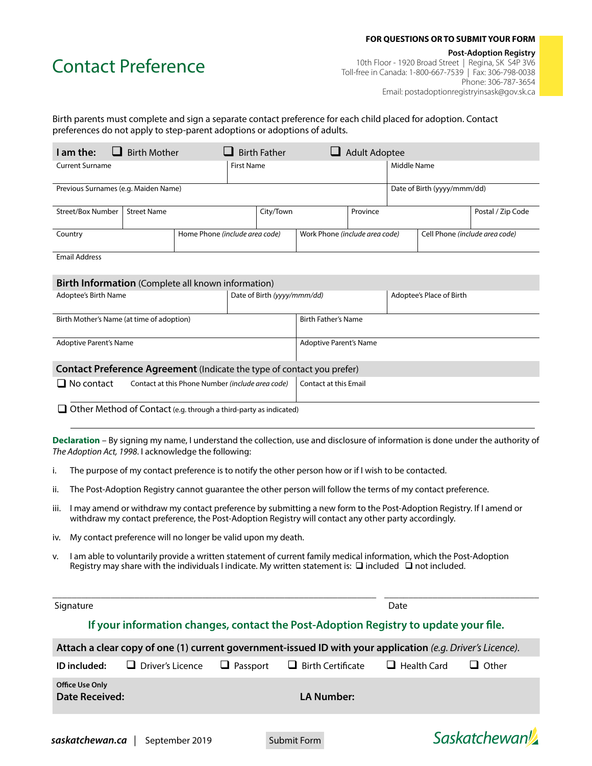# Contact Preference

**FOR QUESTIONS OR TO SUBMIT YOUR FORM**

**Post-Adoption Registry**
10th Floor - 1920 Broad Street | Regina, SK S4P 3V6
Toll-free in Canada: 1-800-667-7539 | Fax: 306-798-0038
Phone: 306-787-3654
Email: postadoptionregistryinsask@gov.sk.ca

Birth parents must complete and sign a separate contact preference for each child placed for adoption. Contact preferences do not apply to step-parent adoptions or adoptions of adults.

**I am the:** ❑ Birth Mother ❑ Birth Father ❑ Adult Adoptee

| Current Surname | First Name | Middle Name |
|---|---|---|
| | | |

| Previous Surnames (e.g. Maiden Name) | Date of Birth (yyyy/mmm/dd) |
|---|---|
| | |

| Street/Box Number | Street Name | City/Town | Province | Postal / Zip Code |
|---|---|---|---|---|
| | | | | |

| Country | Home Phone *(include area code)* | Work Phone *(include area code)* | Cell Phone *(include area code)* |
|---|---|---|---|
| | | | |

Email Address

## Birth Information (Complete all known information)

| Adoptee's Birth Name | Date of Birth *(yyyy/mmm/dd)* | Adoptee's Place of Birth |
|---|---|---|
| | | |

| Birth Mother's Name (at time of adoption) | Birth Father's Name |
|---|---|
| | |

| Adoptive Parent's Name | Adoptive Parent's Name |
|---|---|
| | |

## Contact Preference Agreement (Indicate the type of contact you prefer)

❑ No contact

| Contact at this Phone Number *(include area code)* | Contact at this Email |
|---|---|
| | |

❑ Other Method of Contact (e.g. through a third-party as indicated)

**Declaration** – By signing my name, I understand the collection, use and disclosure of information is done under the authority of *The Adoption Act, 1998*. I acknowledge the following:

i. The purpose of my contact preference is to notify the other person how or if I wish to be contacted.

ii. The Post-Adoption Registry cannot guarantee the other person will follow the terms of my contact preference.

iii. I may amend or withdraw my contact preference by submitting a new form to the Post-Adoption Registry. If I amend or withdraw my contact preference, the Post-Adoption Registry will contact any other party accordingly.

iv. My contact preference will no longer be valid upon my death.

v. I am able to voluntarily provide a written statement of current family medical information, which the Post-Adoption Registry may share with the individuals I indicate. My written statement is: ❑ included ❑ not included.

Signature ______________________ Date ______________

**If your information changes, contact the Post-Adoption Registry to update your file.**

**Attach a clear copy of one (1) current government-issued ID with your application** *(e.g. Driver's Licence).*

**ID included:** ❑ Driver's Licence ❑ Passport ❑ Birth Certificate ❑ Health Card ❑ Other

**Office Use Only**
**Date Received:** **LA Number:**

***saskatchewan.ca*** | September 2019

Submit Form

Saskatchewan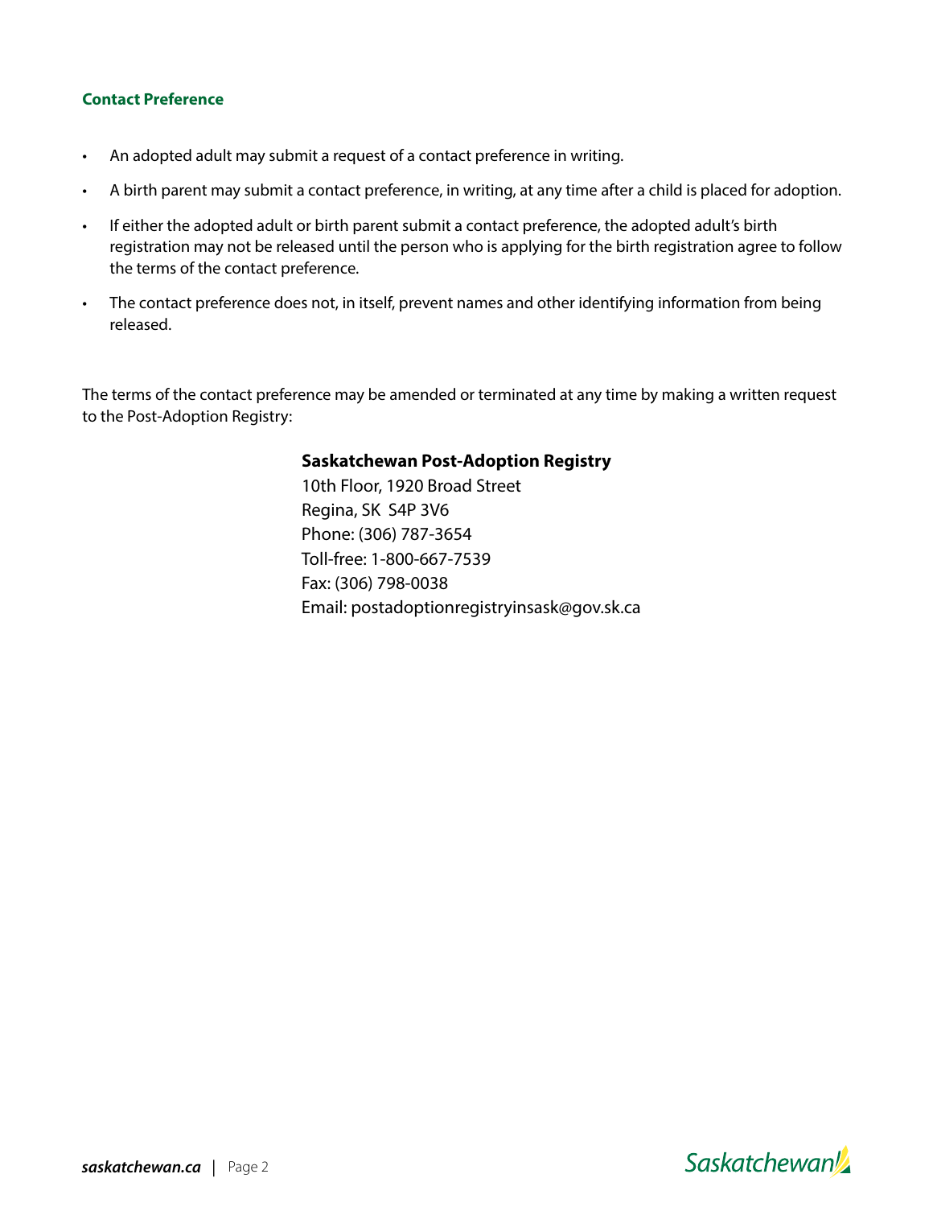### Contact Preference

- An adopted adult may submit a request of a contact preference in writing.
- A birth parent may submit a contact preference, in writing, at any time after a child is placed for adoption.
- If either the adopted adult or birth parent submit a contact preference, the adopted adult's birth registration may not be released until the person who is applying for the birth registration agree to follow the terms of the contact preference.
- The contact preference does not, in itself, prevent names and other identifying information from being released.

The terms of the contact preference may be amended or terminated at any time by making a written request to the Post-Adoption Registry:

**Saskatchewan Post-Adoption Registry**
10th Floor, 1920 Broad Street
Regina, SK S4P 3V6
Phone: (306) 787-3654
Toll-free: 1-800-667-7539
Fax: (306) 798-0038
Email: postadoptionregistryinsask@gov.sk.ca